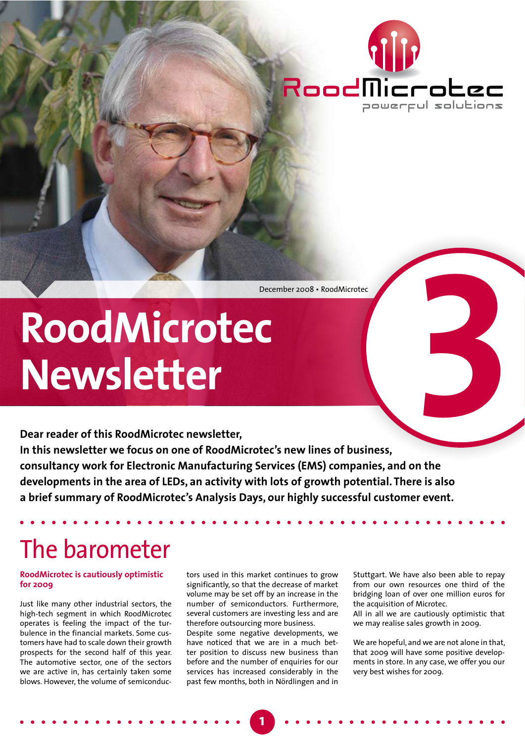December 2008 • RoodMicrotec

# RoodMicrotec Newsletter

**Dear reader of this RoodMicrotec newsletter,**
**In this newsletter we focus on one of RoodMicrotec's new lines of business, consultancy work for Electronic Manufacturing Services (EMS) companies, and on the developments in the area of LEDs, an activity with lots of growth potential. There is also a brief summary of RoodMicrotec's Analysis Days, our highly successful customer event.**

## The barometer

### RoodMicrotec is cautiously optimistic for 2009

Just like many other industrial sectors, the high-tech segment in which RoodMicrotec operates is feeling the impact of the turbulence in the financial markets. Some customers have had to scale down their growth prospects for the second half of this year. The automotive sector, one of the sectors we are active in, has certainly taken some blows. However, the volume of semiconductors used in this market continues to grow significantly, so that the decrease of market volume may be set off by an increase in the number of semiconductors. Furthermore, several customers are investing less and are therefore outsourcing more business.

Despite some negative developments, we have noticed that we are in a much better position to discuss new business than before and the number of enquiries for our services has increased considerably in the past few months, both in Nördlingen and in Stuttgart. We have also been able to repay from our own resources one third of the bridging loan of over one million euros for the acquisition of Microtec.

All in all we are cautiously optimistic that we may realise sales growth in 2009.

We are hopeful, and we are not alone in that, that 2009 will have some positive developments in store. In any case, we offer you our very best wishes for 2009.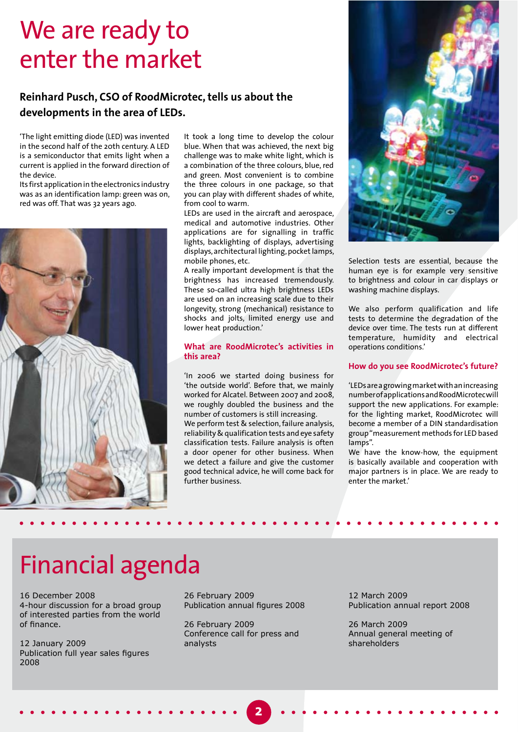# We are ready to enter the market

**Reinhard Pusch, CSO of RoodMicrotec, tells us about the developments in the area of LEDs.**

'The light emitting diode (LED) was invented in the second half of the 20th century. A LED is a semiconductor that emits light when a current is applied in the forward direction of the device.
Its first application in the electronics industry was as an identification lamp: green was on, red was off. That was 32 years ago.

It took a long time to develop the colour blue. When that was achieved, the next big challenge was to make white light, which is a combination of the three colours, blue, red and green. Most convenient is to combine the three colours in one package, so that you can play with different shades of white, from cool to warm.
LEDs are used in the aircraft and aerospace, medical and automotive industries. Other applications are for signalling in traffic lights, backlighting of displays, advertising displays, architectural lighting, pocket lamps, mobile phones, etc.
A really important development is that the brightness has increased tremendously. These so-called ultra high brightness LEDs are used on an increasing scale due to their longevity, strong (mechanical) resistance to shocks and jolts, limited energy use and lower heat production.'

### What are RoodMicrotec's activities in this area?

'In 2006 we started doing business for 'the outside world'. Before that, we mainly worked for Alcatel. Between 2007 and 2008, we roughly doubled the business and the number of customers is still increasing.
We perform test & selection, failure analysis, reliability & qualification tests and eye safety classification tests. Failure analysis is often a door opener for other business. When we detect a failure and give the customer good technical advice, he will come back for further business.

Selection tests are essential, because the human eye is for example very sensitive to brightness and colour in car displays or washing machine displays.

We also perform qualification and life tests to determine the degradation of the device over time. The tests run at different temperature, humidity and electrical operations conditions.'

### How do you see RoodMicrotec's future?

'LEDs are a growing market with an increasing number of applications and RoodMicrotec will support the new applications. For example: for the lighting market, RoodMicrotec will become a member of a DIN standardisation group "measurement methods for LED based lamps".
We have the know-how, the equipment is basically available and cooperation with major partners is in place. We are ready to enter the market.'

# Financial agenda

16 December 2008
4-hour discussion for a broad group of interested parties from the world of finance.

12 January 2009
Publication full year sales figures 2008

26 February 2009
Publication annual figures 2008

26 February 2009
Conference call for press and analysts

12 March 2009
Publication annual report 2008

26 March 2009
Annual general meeting of shareholders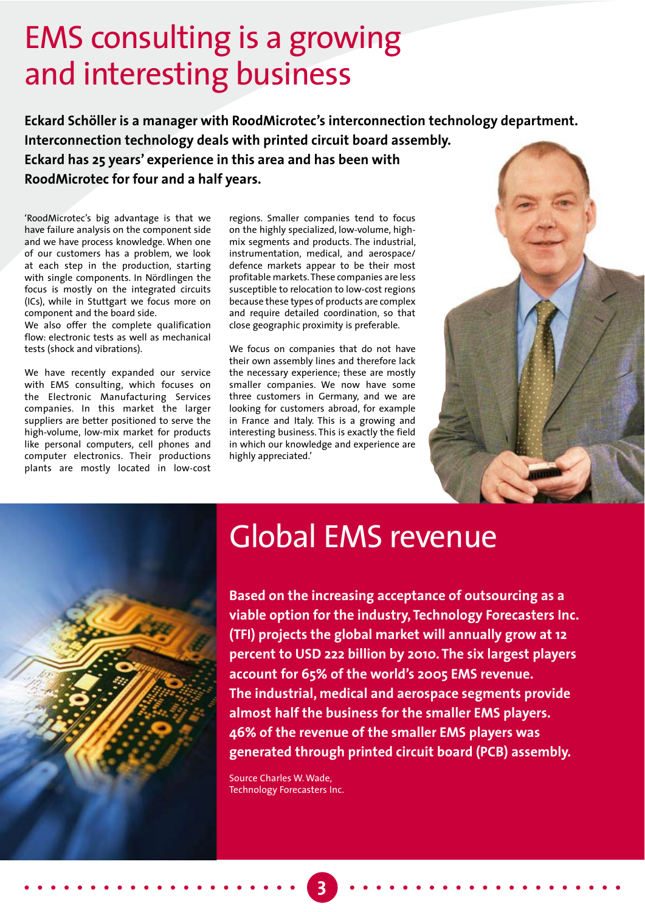# EMS consulting is a growing and interesting business

**Eckard Schöller is a manager with RoodMicrotec's interconnection technology department. Interconnection technology deals with printed circuit board assembly. Eckard has 25 years' experience in this area and has been with RoodMicrotec for four and a half years.**

'RoodMicrotec's big advantage is that we have failure analysis on the component side and we have process knowledge. When one of our customers has a problem, we look at each step in the production, starting with single components. In Nördlingen the focus is mostly on the integrated circuits (ICs), while in Stuttgart we focus more on component and the board side.
We also offer the complete qualification flow: electronic tests as well as mechanical tests (shock and vibrations).

We have recently expanded our service with EMS consulting, which focuses on the Electronic Manufacturing Services companies. In this market the larger suppliers are better positioned to serve the high-volume, low-mix market for products like personal computers, cell phones and computer electronics. Their productions plants are mostly located in low-cost regions. Smaller companies tend to focus on the highly specialized, low-volume, high-mix segments and products. The industrial, instrumentation, medical, and aerospace/defence markets appear to be their most profitable markets. These companies are less susceptible to relocation to low-cost regions because these types of products are complex and require detailed coordination, so that close geographic proximity is preferable.

We focus on companies that do not have their own assembly lines and therefore lack the necessary experience; these are mostly smaller companies. We now have some three customers in Germany, and we are looking for customers abroad, for example in France and Italy. This is a growing and interesting business. This is exactly the field in which our knowledge and experience are highly appreciated.'

# Global EMS revenue

**Based on the increasing acceptance of outsourcing as a viable option for the industry, Technology Forecasters Inc. (TFI) projects the global market will annually grow at 12 percent to USD 222 billion by 2010. The six largest players account for 65% of the world's 2005 EMS revenue.
The industrial, medical and aerospace segments provide almost half the business for the smaller EMS players. 46% of the revenue of the smaller EMS players was generated through printed circuit board (PCB) assembly.**

Source Charles W. Wade,
Technology Forecasters Inc.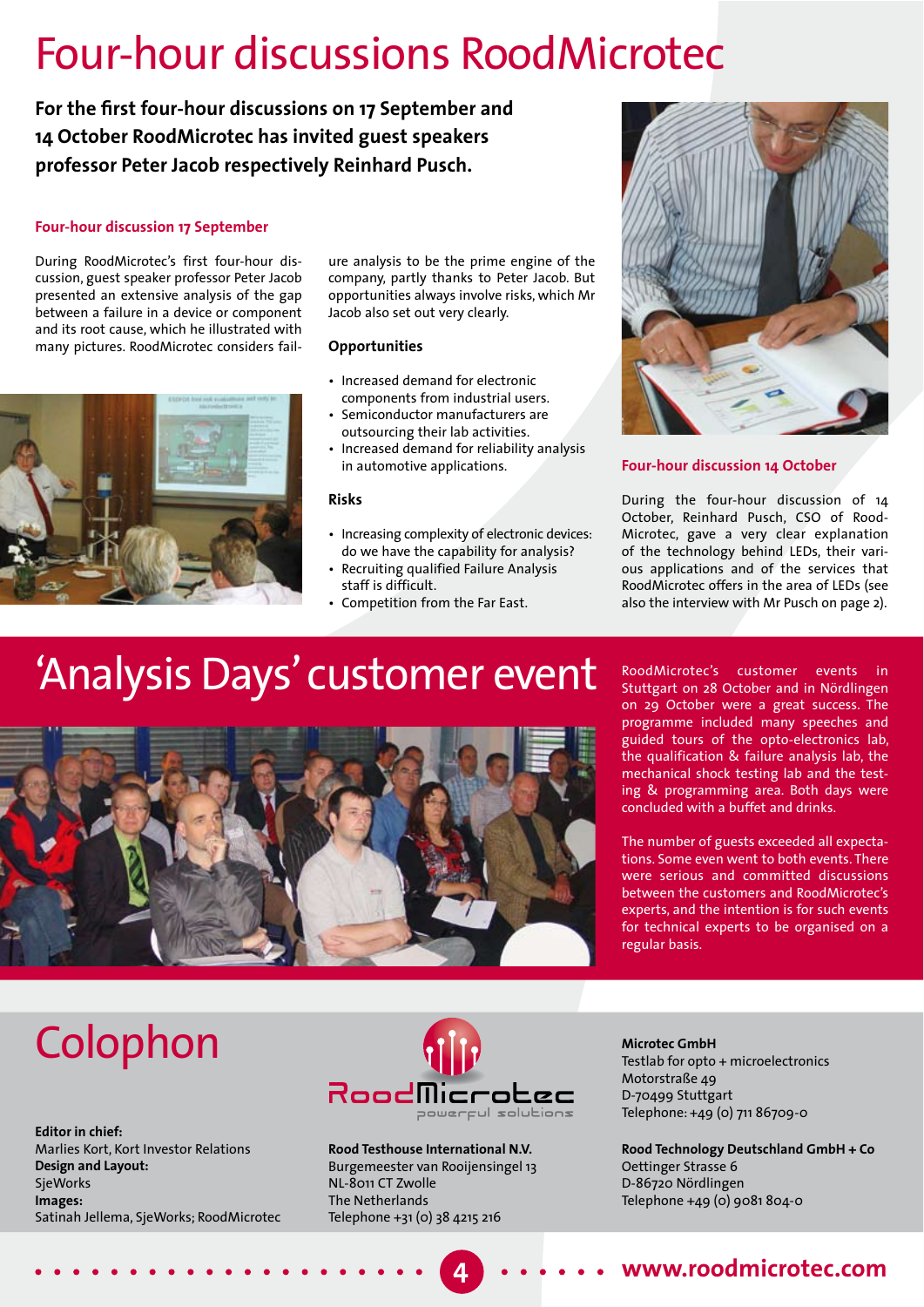# Four-hour discussions RoodMicrotec

**For the first four-hour discussions on 17 September and 14 October RoodMicrotec has invited guest speakers professor Peter Jacob respectively Reinhard Pusch.**

### Four-hour discussion 17 September

During RoodMicrotec's first four-hour discussion, guest speaker professor Peter Jacob presented an extensive analysis of the gap between a failure in a device or component and its root cause, which he illustrated with many pictures. RoodMicrotec considers failure analysis to be the prime engine of the company, partly thanks to Peter Jacob. But opportunities always involve risks, which Mr Jacob also set out very clearly.

**Opportunities**

- Increased demand for electronic components from industrial users.
- Semiconductor manufacturers are outsourcing their lab activities.
- Increased demand for reliability analysis in automotive applications.

**Risks**

- Increasing complexity of electronic devices: do we have the capability for analysis?
- Recruiting qualified Failure Analysis staff is difficult.
- Competition from the Far East.

### Four-hour discussion 14 October

During the four-hour discussion of 14 October, Reinhard Pusch, CSO of RoodMicrotec, gave a very clear explanation of the technology behind LEDs, their various applications and of the services that RoodMicrotec offers in the area of LEDs (see also the interview with Mr Pusch on page 2).

# 'Analysis Days' customer event

RoodMicrotec's customer events in Stuttgart on 28 October and in Nördlingen on 29 October were a great success. The programme included many speeches and guided tours of the opto-electronics lab, the qualification & failure analysis lab, the mechanical shock testing lab and the testing & programming area. Both days were concluded with a buffet and drinks.

The number of guests exceeded all expectations. Some even went to both events. There were serious and committed discussions between the customers and RoodMicrotec's experts, and the intention is for such events for technical experts to be organised on a regular basis.

# Colophon

**Editor in chief:**
Marlies Kort, Kort Investor Relations
**Design and Layout:**
SjeWorks
**Images:**
Satinah Jellema, SjeWorks; RoodMicrotec

RoodMicrotec
powerful solutions

**Rood Testhouse International N.V.**
Burgemeester van Rooijensingel 13
NL-8011 CT Zwolle
The Netherlands
Telephone +31 (0) 38 4215 216

**Microtec GmbH**
Testlab for opto + microelectronics
Motorstraße 49
D-70499 Stuttgart
Telephone: +49 (0) 711 86709-0

**Rood Technology Deutschland GmbH + Co**
Oettinger Strasse 6
D-86720 Nördlingen
Telephone +49 (0) 9081 804-0

www.roodmicrotec.com